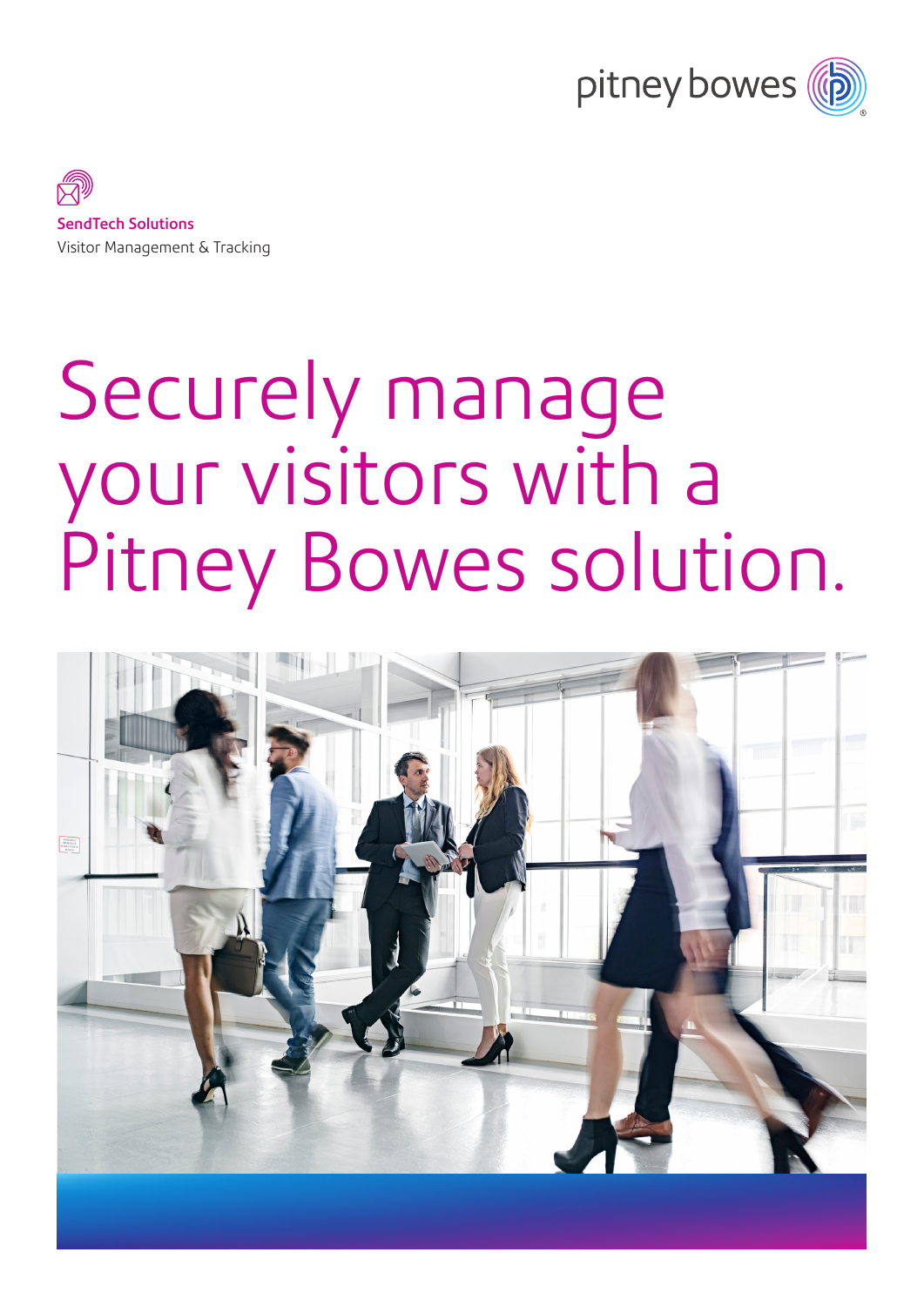pitney bowes

**SendTech Solutions**
Visitor Management & Tracking

# Securely manage your visitors with a Pitney Bowes solution.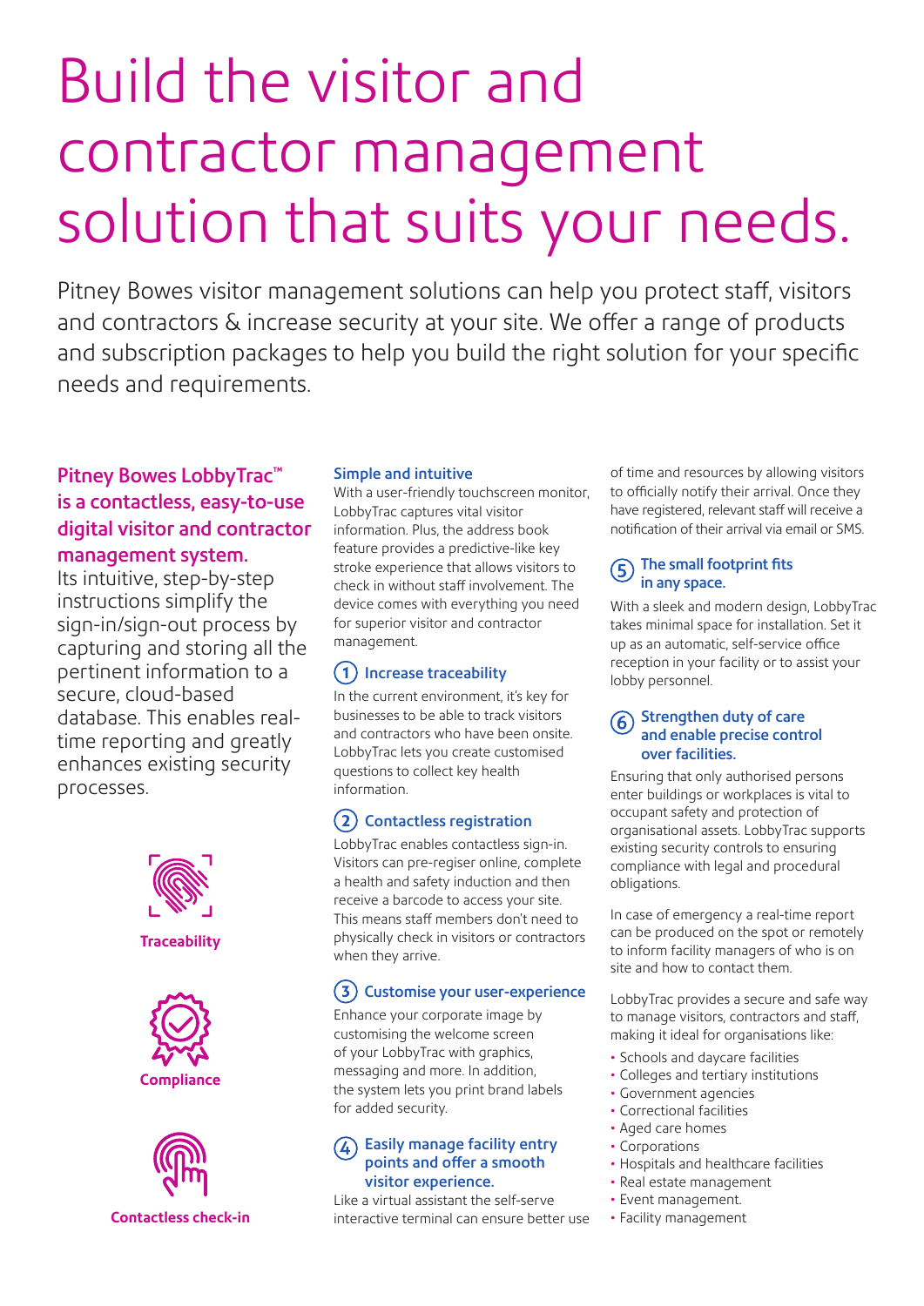# Build the visitor and contractor management solution that suits your needs.

Pitney Bowes visitor management solutions can help you protect staff, visitors and contractors & increase security at your site. We offer a range of products and subscription packages to help you build the right solution for your specific needs and requirements.

## Pitney Bowes LobbyTrac™ is a contactless, easy-to-use digital visitor and contractor management system.

Its intuitive, step-by-step instructions simplify the sign-in/sign-out process by capturing and storing all the pertinent information to a secure, cloud-based database. This enables real-time reporting and greatly enhances existing security processes.

**Traceability**

**Compliance**

**Contactless check-in**

### Simple and intuitive

With a user-friendly touchscreen monitor, LobbyTrac captures vital visitor information. Plus, the address book feature provides a predictive-like key stroke experience that allows visitors to check in without staff involvement. The device comes with everything you need for superior visitor and contractor management.

### 1 Increase traceability

In the current environment, it's key for businesses to be able to track visitors and contractors who have been onsite. LobbyTrac lets you create customised questions to collect key health information.

### 2 Contactless registration

LobbyTrac enables contactless sign-in. Visitors can pre-regiser online, complete a health and safety induction and then receive a barcode to access your site. This means staff members don't need to physically check in visitors or contractors when they arrive.

### 3 Customise your user-experience

Enhance your corporate image by customising the welcome screen of your LobbyTrac with graphics, messaging and more. In addition, the system lets you print brand labels for added security.

### 4 Easily manage facility entry points and offer a smooth visitor experience.

Like a virtual assistant the self-serve interactive terminal can ensure better use of time and resources by allowing visitors to officially notify their arrival. Once they have registered, relevant staff will receive a notification of their arrival via email or SMS.

### 5 The small footprint fits in any space.

With a sleek and modern design, LobbyTrac takes minimal space for installation. Set it up as an automatic, self-service office reception in your facility or to assist your lobby personnel.

### 6 Strengthen duty of care and enable precise control over facilities.

Ensuring that only authorised persons enter buildings or workplaces is vital to occupant safety and protection of organisational assets. LobbyTrac supports existing security controls to ensuring compliance with legal and procedural obligations.

In case of emergency a real-time report can be produced on the spot or remotely to inform facility managers of who is on site and how to contact them.

LobbyTrac provides a secure and safe way to manage visitors, contractors and staff, making it ideal for organisations like:

- Schools and daycare facilities
- Colleges and tertiary institutions
- Government agencies
- Correctional facilities
- Aged care homes
- Corporations
- Hospitals and healthcare facilities
- Real estate management
- Event management.
- Facility management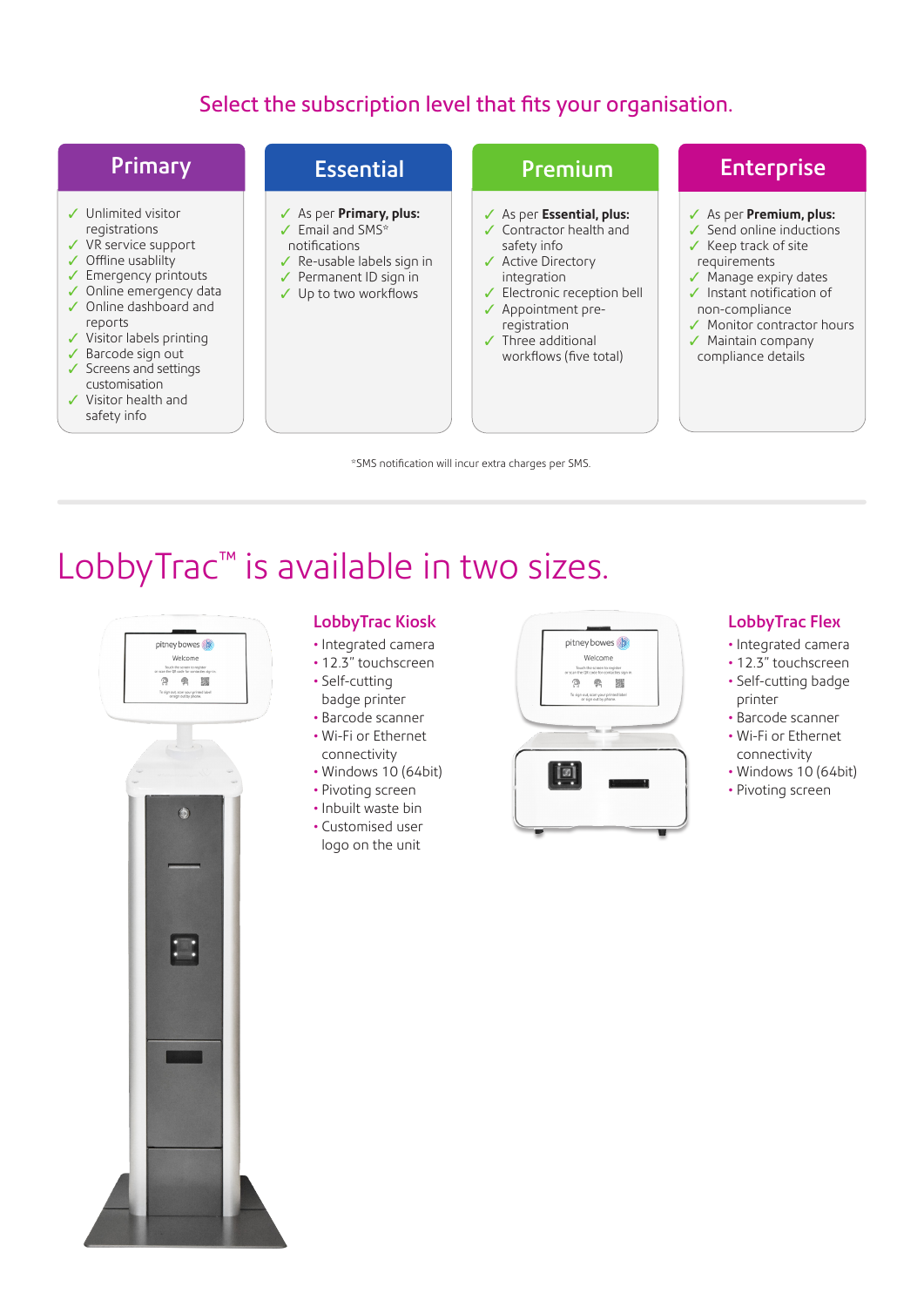## Select the subscription level that fits your organisation.

### Primary

- ✓ Unlimited visitor registrations
- ✓ VR service support
- ✓ Offline usablilty
- ✓ Emergency printouts
- ✓ Online emergency data
- ✓ Online dashboard and reports
- ✓ Visitor labels printing
- ✓ Barcode sign out
- ✓ Screens and settings customisation
- ✓ Visitor health and safety info

### Essential

- ✓ As per **Primary, plus:**
- ✓ Email and SMS* notifications
- ✓ Re-usable labels sign in
- ✓ Permanent ID sign in
- ✓ Up to two workflows

### Premium

- ✓ As per **Essential, plus:**
- ✓ Contractor health and safety info
- ✓ Active Directory integration
- ✓ Electronic reception bell
- ✓ Appointment pre-registration
- ✓ Three additional workflows (five total)

### Enterprise

- ✓ As per **Premium, plus:**
- ✓ Send online inductions
- ✓ Keep track of site requirements
- ✓ Manage expiry dates
- ✓ Instant notification of non-compliance
- ✓ Monitor contractor hours
- ✓ Maintain company compliance details

*SMS notification will incur extra charges per SMS.

# LobbyTrac™ is available in two sizes.

### LobbyTrac Kiosk

- Integrated camera
- 12.3" touchscreen
- Self-cutting badge printer
- Barcode scanner
- Wi-Fi or Ethernet connectivity
- Windows 10 (64bit)
- Pivoting screen
- Inbuilt waste bin
- Customised user logo on the unit

### LobbyTrac Flex

- Integrated camera
- 12.3" touchscreen
- Self-cutting badge printer
- Barcode scanner
- Wi-Fi or Ethernet connectivity
- Windows 10 (64bit)
- Pivoting screen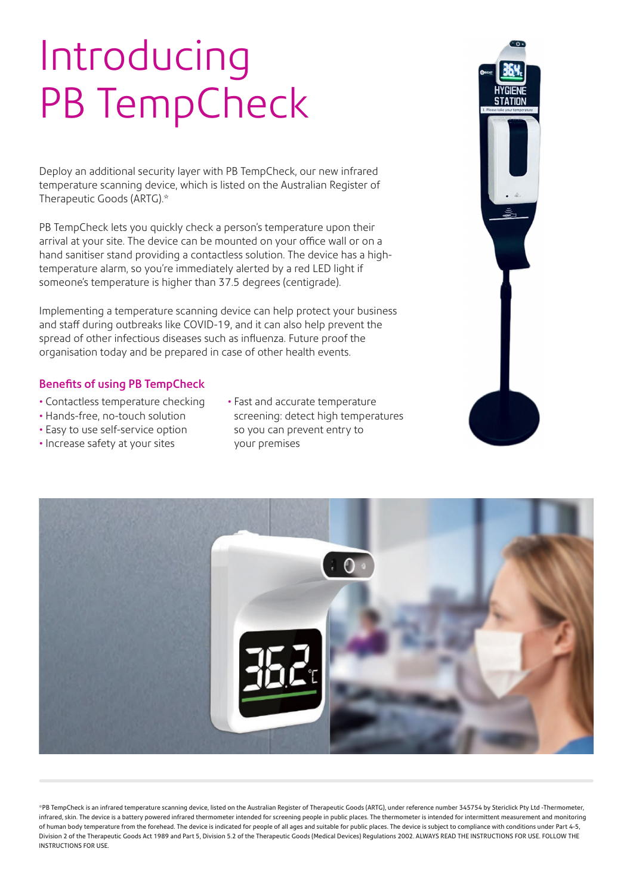# Introducing PB TempCheck

Deploy an additional security layer with PB TempCheck, our new infrared temperature scanning device, which is listed on the Australian Register of Therapeutic Goods (ARTG).*

PB TempCheck lets you quickly check a person's temperature upon their arrival at your site. The device can be mounted on your office wall or on a hand sanitiser stand providing a contactless solution. The device has a high-temperature alarm, so you're immediately alerted by a red LED light if someone's temperature is higher than 37.5 degrees (centigrade).

Implementing a temperature scanning device can help protect your business and staff during outbreaks like COVID-19, and it can also help prevent the spread of other infectious diseases such as influenza. Future proof the organisation today and be prepared in case of other health events.

### Benefits of using PB TempCheck

- Contactless temperature checking
- Hands-free, no-touch solution
- Easy to use self-service option
- Increase safety at your sites
- Fast and accurate temperature screening: detect high temperatures so you can prevent entry to your premises

*PB TempCheck is an infrared temperature scanning device, listed on the Australian Register of Therapeutic Goods (ARTG), under reference number 345754 by Stericlick Pty Ltd -Thermometer, infrared, skin. The device is a battery powered infrared thermometer intended for screening people in public places. The thermometer is intended for intermittent measurement and monitoring of human body temperature from the forehead. The device is indicated for people of all ages and suitable for public places. The device is subject to compliance with conditions under Part 4-5, Division 2 of the Therapeutic Goods Act 1989 and Part 5, Division 5.2 of the Therapeutic Goods (Medical Devices) Regulations 2002. ALWAYS READ THE INSTRUCTIONS FOR USE. FOLLOW THE INSTRUCTIONS FOR USE.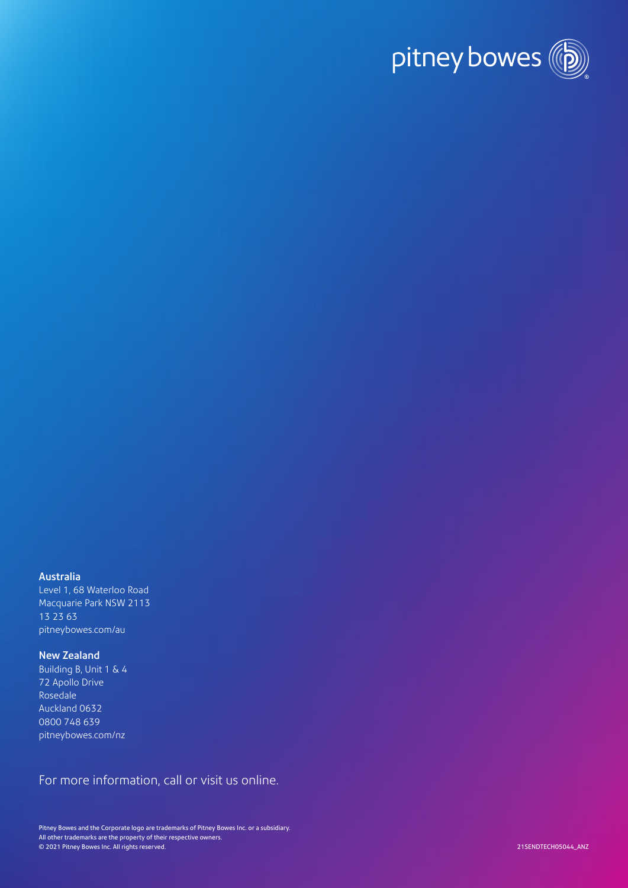pitney bowes

**Australia**
Level 1, 68 Waterloo Road
Macquarie Park NSW 2113
13 23 63
pitneybowes.com/au

**New Zealand**
Building B, Unit 1 & 4
72 Apollo Drive
Rosedale
Auckland 0632
0800 748 639
pitneybowes.com/nz

For more information, call or visit us online.

Pitney Bowes and the Corporate logo are trademarks of Pitney Bowes Inc. or a subsidiary.
All other trademarks are the property of their respective owners.
© 2021 Pitney Bowes Inc. All rights reserved.

21SENDTECH05044_ANZ